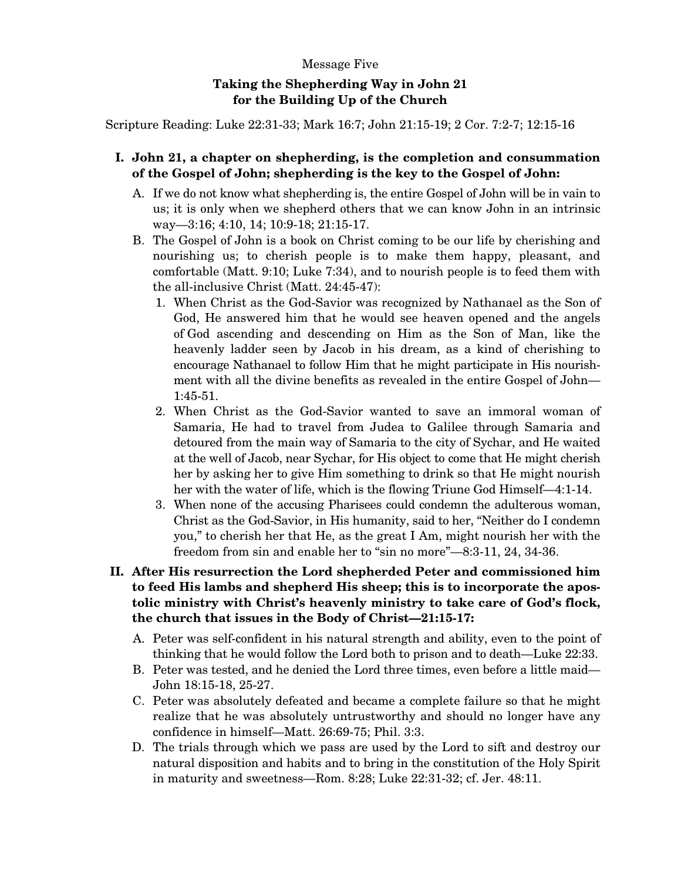Message Five

# Taking the Shepherding Way in John 21 for the Building Up of the Church

Scripture Reading: Luke 22:31-33; Mark 16:7; John 21:15-19; 2 Cor. 7:2-7; 12:15-16

## I. John 21, a chapter on shepherding, is the completion and consummation of the Gospel of John; shepherding is the key to the Gospel of John:

A. If we do not know what shepherding is, the entire Gospel of John will be in vain to us; it is only when we shepherd others that we can know John in an intrinsic way—3:16; 4:10, 14; 10:9-18; 21:15-17.

B. The Gospel of John is a book on Christ coming to be our life by cherishing and nourishing us; to cherish people is to make them happy, pleasant, and comfortable (Matt. 9:10; Luke 7:34), and to nourish people is to feed them with the all-inclusive Christ (Matt. 24:45-47):

1. When Christ as the God-Savior was recognized by Nathanael as the Son of God, He answered him that he would see heaven opened and the angels of God ascending and descending on Him as the Son of Man, like the heavenly ladder seen by Jacob in his dream, as a kind of cherishing to encourage Nathanael to follow Him that he might participate in His nourishment with all the divine benefits as revealed in the entire Gospel of John—1:45-51.

2. When Christ as the God-Savior wanted to save an immoral woman of Samaria, He had to travel from Judea to Galilee through Samaria and detoured from the main way of Samaria to the city of Sychar, and He waited at the well of Jacob, near Sychar, for His object to come that He might cherish her by asking her to give Him something to drink so that He might nourish her with the water of life, which is the flowing Triune God Himself—4:1-14.

3. When none of the accusing Pharisees could condemn the adulterous woman, Christ as the God-Savior, in His humanity, said to her, "Neither do I condemn you," to cherish her that He, as the great I Am, might nourish her with the freedom from sin and enable her to "sin no more"—8:3-11, 24, 34-36.

## II. After His resurrection the Lord shepherded Peter and commissioned him to feed His lambs and shepherd His sheep; this is to incorporate the apostolic ministry with Christ's heavenly ministry to take care of God's flock, the church that issues in the Body of Christ—21:15-17:

A. Peter was self-confident in his natural strength and ability, even to the point of thinking that he would follow the Lord both to prison and to death—Luke 22:33.

B. Peter was tested, and he denied the Lord three times, even before a little maid—John 18:15-18, 25-27.

C. Peter was absolutely defeated and became a complete failure so that he might realize that he was absolutely untrustworthy and should no longer have any confidence in himself—Matt. 26:69-75; Phil. 3:3.

D. The trials through which we pass are used by the Lord to sift and destroy our natural disposition and habits and to bring in the constitution of the Holy Spirit in maturity and sweetness—Rom. 8:28; Luke 22:31-32; cf. Jer. 48:11.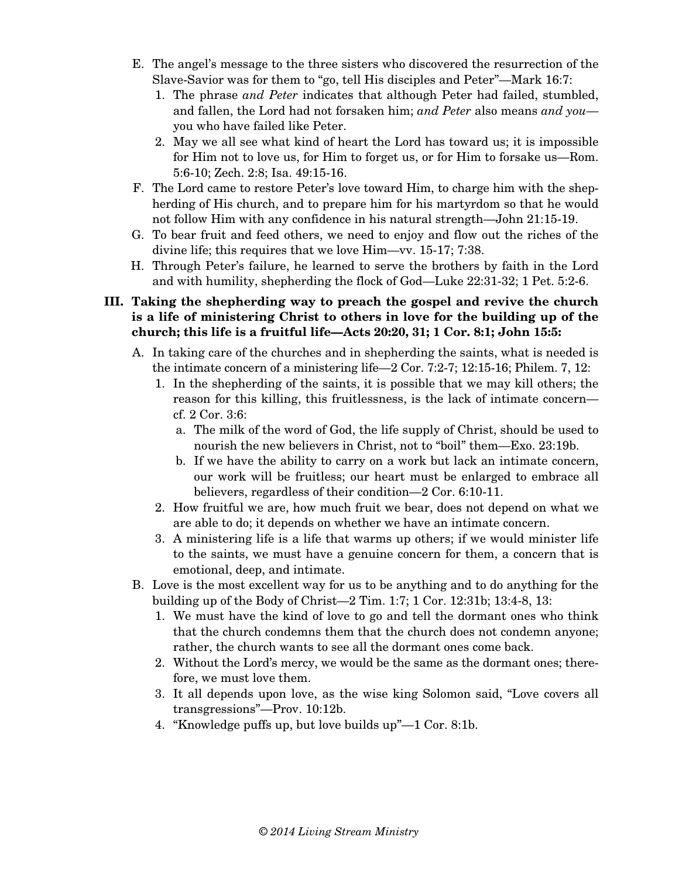E. The angel's message to the three sisters who discovered the resurrection of the Slave-Savior was for them to "go, tell His disciples and Peter"—Mark 16:7:

1. The phrase *and Peter* indicates that although Peter had failed, stumbled, and fallen, the Lord had not forsaken him; *and Peter* also means *and you*—you who have failed like Peter.
2. May we all see what kind of heart the Lord has toward us; it is impossible for Him not to love us, for Him to forget us, or for Him to forsake us—Rom. 5:6-10; Zech. 2:8; Isa. 49:15-16.

F. The Lord came to restore Peter's love toward Him, to charge him with the shepherding of His church, and to prepare him for his martyrdom so that he would not follow Him with any confidence in his natural strength—John 21:15-19.

G. To bear fruit and feed others, we need to enjoy and flow out the riches of the divine life; this requires that we love Him—vv. 15-17; 7:38.

H. Through Peter's failure, he learned to serve the brothers by faith in the Lord and with humility, shepherding the flock of God—Luke 22:31-32; 1 Pet. 5:2-6.

**III. Taking the shepherding way to preach the gospel and revive the church is a life of ministering Christ to others in love for the building up of the church; this life is a fruitful life—Acts 20:20, 31; 1 Cor. 8:1; John 15:5:**

A. In taking care of the churches and in shepherding the saints, what is needed is the intimate concern of a ministering life—2 Cor. 7:2-7; 12:15-16; Philem. 7, 12:

1. In the shepherding of the saints, it is possible that we may kill others; the reason for this killing, this fruitlessness, is the lack of intimate concern—cf. 2 Cor. 3:6:
   a. The milk of the word of God, the life supply of Christ, should be used to nourish the new believers in Christ, not to "boil" them—Exo. 23:19b.
   b. If we have the ability to carry on a work but lack an intimate concern, our work will be fruitless; our heart must be enlarged to embrace all believers, regardless of their condition—2 Cor. 6:10-11.
2. How fruitful we are, how much fruit we bear, does not depend on what we are able to do; it depends on whether we have an intimate concern.
3. A ministering life is a life that warms up others; if we would minister life to the saints, we must have a genuine concern for them, a concern that is emotional, deep, and intimate.

B. Love is the most excellent way for us to be anything and to do anything for the building up of the Body of Christ—2 Tim. 1:7; 1 Cor. 12:31b; 13:4-8, 13:

1. We must have the kind of love to go and tell the dormant ones who think that the church condemns them that the church does not condemn anyone; rather, the church wants to see all the dormant ones come back.
2. Without the Lord's mercy, we would be the same as the dormant ones; therefore, we must love them.
3. It all depends upon love, as the wise king Solomon said, "Love covers all transgressions"—Prov. 10:12b.
4. "Knowledge puffs up, but love builds up"—1 Cor. 8:1b.

*© 2014 Living Stream Ministry*